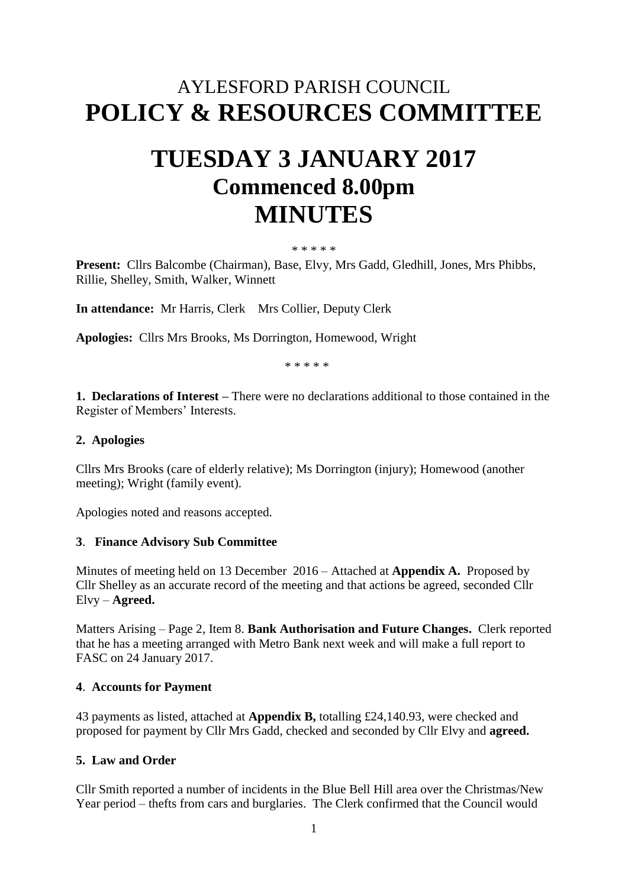# AYLESFORD PARISH COUNCIL
# POLICY & RESOURCES COMMITTEE

# TUESDAY 3 JANUARY 2017
## Commenced 8.00pm
# MINUTES

\* \* \* \* \*

**Present:** Cllrs Balcombe (Chairman), Base, Elvy, Mrs Gadd, Gledhill, Jones, Mrs Phibbs, Rillie, Shelley, Smith, Walker, Winnett

**In attendance:** Mr Harris, Clerk Mrs Collier, Deputy Clerk

**Apologies:** Cllrs Mrs Brooks, Ms Dorrington, Homewood, Wright

\* \* \* \* \*

**1. Declarations of Interest –** There were no declarations additional to those contained in the Register of Members' Interests.

**2. Apologies**

Cllrs Mrs Brooks (care of elderly relative); Ms Dorrington (injury); Homewood (another meeting); Wright (family event).

Apologies noted and reasons accepted.

**3. Finance Advisory Sub Committee**

Minutes of meeting held on 13 December 2016 – Attached at **Appendix A.** Proposed by Cllr Shelley as an accurate record of the meeting and that actions be agreed, seconded Cllr Elvy – **Agreed.**

Matters Arising – Page 2, Item 8. **Bank Authorisation and Future Changes.** Clerk reported that he has a meeting arranged with Metro Bank next week and will make a full report to FASC on 24 January 2017.

**4. Accounts for Payment**

43 payments as listed, attached at **Appendix B,** totalling £24,140.93, were checked and proposed for payment by Cllr Mrs Gadd, checked and seconded by Cllr Elvy and **agreed.**

**5. Law and Order**

Cllr Smith reported a number of incidents in the Blue Bell Hill area over the Christmas/New Year period – thefts from cars and burglaries. The Clerk confirmed that the Council would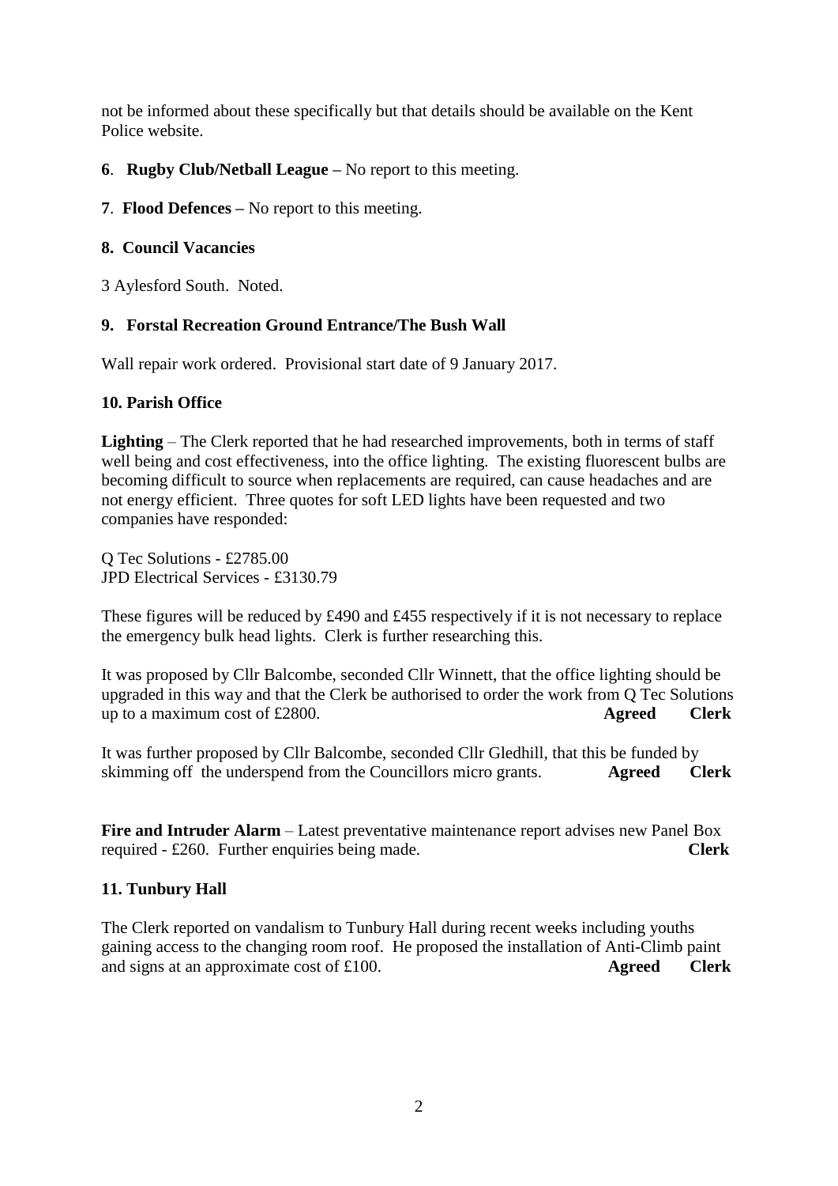not be informed about these specifically but that details should be available on the Kent Police website.

**6**. **Rugby Club/Netball League –** No report to this meeting.

**7**. **Flood Defences –** No report to this meeting.

**8. Council Vacancies**

3 Aylesford South. Noted.

**9. Forstal Recreation Ground Entrance/The Bush Wall**

Wall repair work ordered. Provisional start date of 9 January 2017.

**10. Parish Office**

**Lighting** – The Clerk reported that he had researched improvements, both in terms of staff well being and cost effectiveness, into the office lighting. The existing fluorescent bulbs are becoming difficult to source when replacements are required, can cause headaches and are not energy efficient. Three quotes for soft LED lights have been requested and two companies have responded:

Q Tec Solutions - £2785.00
JPD Electrical Services - £3130.79

These figures will be reduced by £490 and £455 respectively if it is not necessary to replace the emergency bulk head lights. Clerk is further researching this.

It was proposed by Cllr Balcombe, seconded Cllr Winnett, that the office lighting should be upgraded in this way and that the Clerk be authorised to order the work from Q Tec Solutions up to a maximum cost of £2800. **Agreed Clerk**

It was further proposed by Cllr Balcombe, seconded Cllr Gledhill, that this be funded by skimming off the underspend from the Councillors micro grants. **Agreed Clerk**

**Fire and Intruder Alarm** – Latest preventative maintenance report advises new Panel Box required - £260. Further enquiries being made. **Clerk**

**11. Tunbury Hall**

The Clerk reported on vandalism to Tunbury Hall during recent weeks including youths gaining access to the changing room roof. He proposed the installation of Anti-Climb paint and signs at an approximate cost of £100. **Agreed Clerk**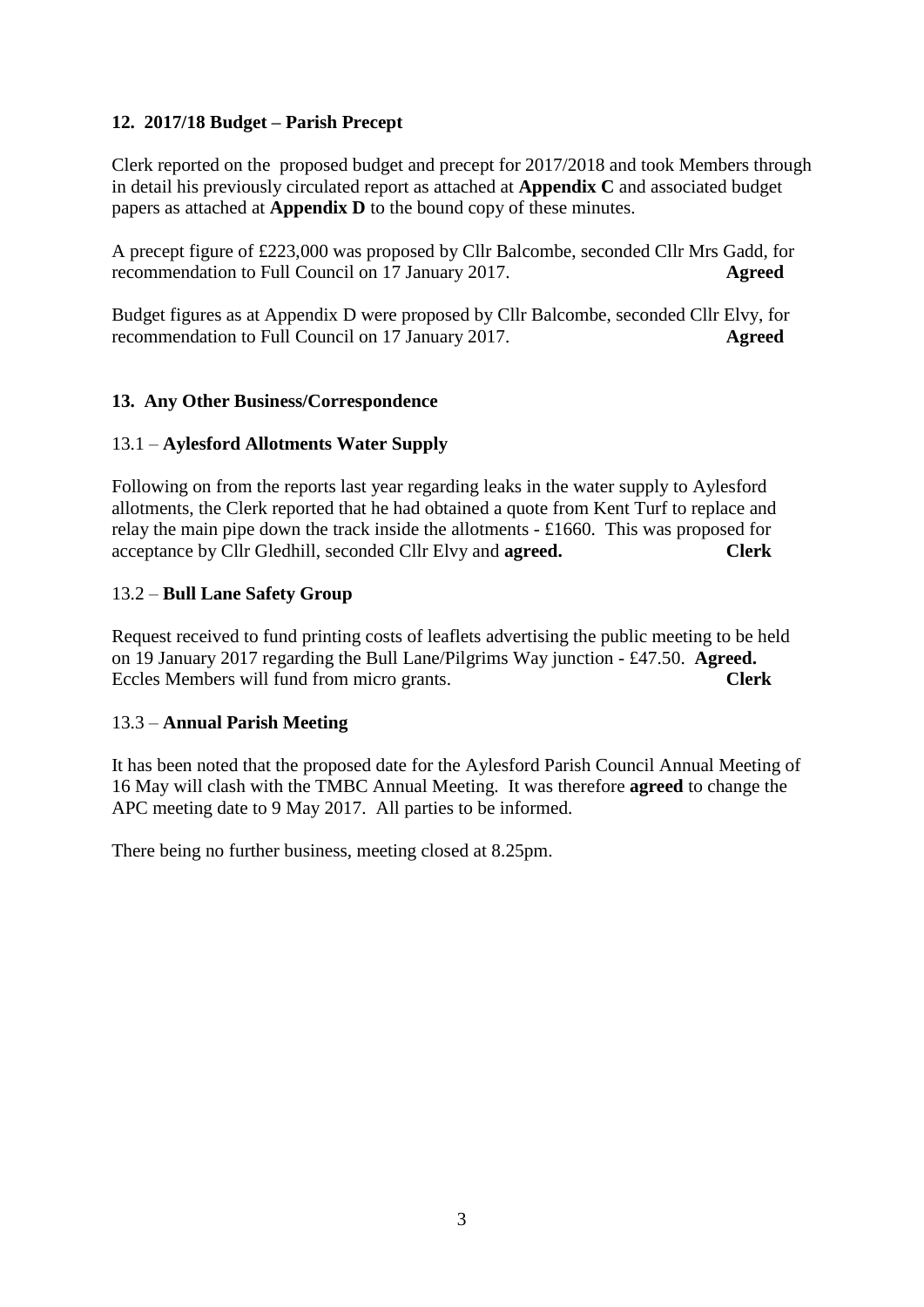## 12. 2017/18 Budget – Parish Precept

Clerk reported on the proposed budget and precept for 2017/2018 and took Members through in detail his previously circulated report as attached at **Appendix C** and associated budget papers as attached at **Appendix D** to the bound copy of these minutes.

A precept figure of £223,000 was proposed by Cllr Balcombe, seconded Cllr Mrs Gadd, for recommendation to Full Council on 17 January 2017. **Agreed**

Budget figures as at Appendix D were proposed by Cllr Balcombe, seconded Cllr Elvy, for recommendation to Full Council on 17 January 2017. **Agreed**

## 13. Any Other Business/Correspondence

### 13.1 – **Aylesford Allotments Water Supply**

Following on from the reports last year regarding leaks in the water supply to Aylesford allotments, the Clerk reported that he had obtained a quote from Kent Turf to replace and relay the main pipe down the track inside the allotments - £1660. This was proposed for acceptance by Cllr Gledhill, seconded Cllr Elvy and **agreed.** **Clerk**

### 13.2 – **Bull Lane Safety Group**

Request received to fund printing costs of leaflets advertising the public meeting to be held on 19 January 2017 regarding the Bull Lane/Pilgrims Way junction - £47.50. **Agreed.** Eccles Members will fund from micro grants. **Clerk**

### 13.3 – **Annual Parish Meeting**

It has been noted that the proposed date for the Aylesford Parish Council Annual Meeting of 16 May will clash with the TMBC Annual Meeting. It was therefore **agreed** to change the APC meeting date to 9 May 2017. All parties to be informed.

There being no further business, meeting closed at 8.25pm.